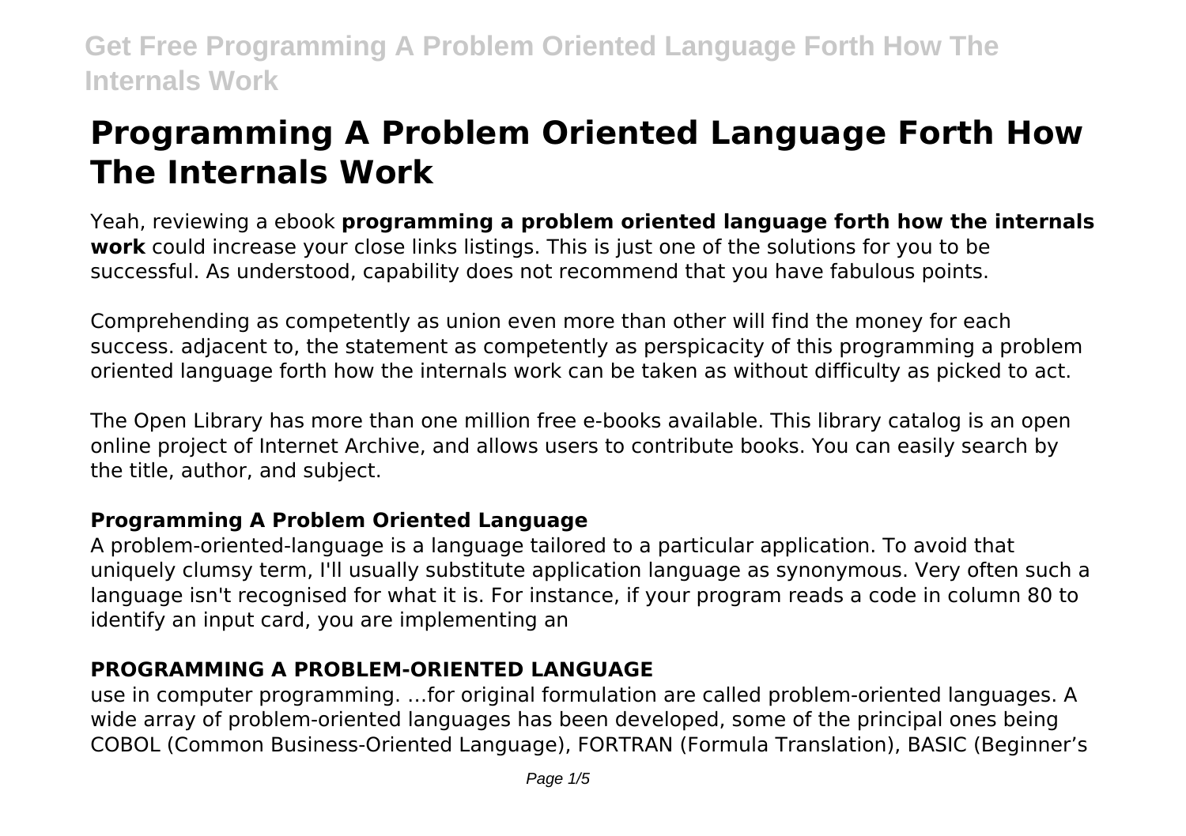# Programming A Problem Oriented Language Forth How The Internals Work

Yeah, reviewing a ebook **programming a problem oriented language forth how the internals work** could increase your close links listings. This is just one of the solutions for you to be successful. As understood, capability does not recommend that you have fabulous points.

Comprehending as competently as union even more than other will find the money for each success. adjacent to, the statement as competently as perspicacity of this programming a problem oriented language forth how the internals work can be taken as without difficulty as picked to act.

The Open Library has more than one million free e-books available. This library catalog is an open online project of Internet Archive, and allows users to contribute books. You can easily search by the title, author, and subject.

### Programming A Problem Oriented Language

A problem-oriented-language is a language tailored to a particular application. To avoid that uniquely clumsy term, I'll usually substitute application language as synonymous. Very often such a language isn't recognised for what it is. For instance, if your program reads a code in column 80 to identify an input card, you are implementing an

### PROGRAMMING A PROBLEM-ORIENTED LANGUAGE

use in computer programming. ...for original formulation are called problem-oriented languages. A wide array of problem-oriented languages has been developed, some of the principal ones being COBOL (Common Business-Oriented Language), FORTRAN (Formula Translation), BASIC (Beginner's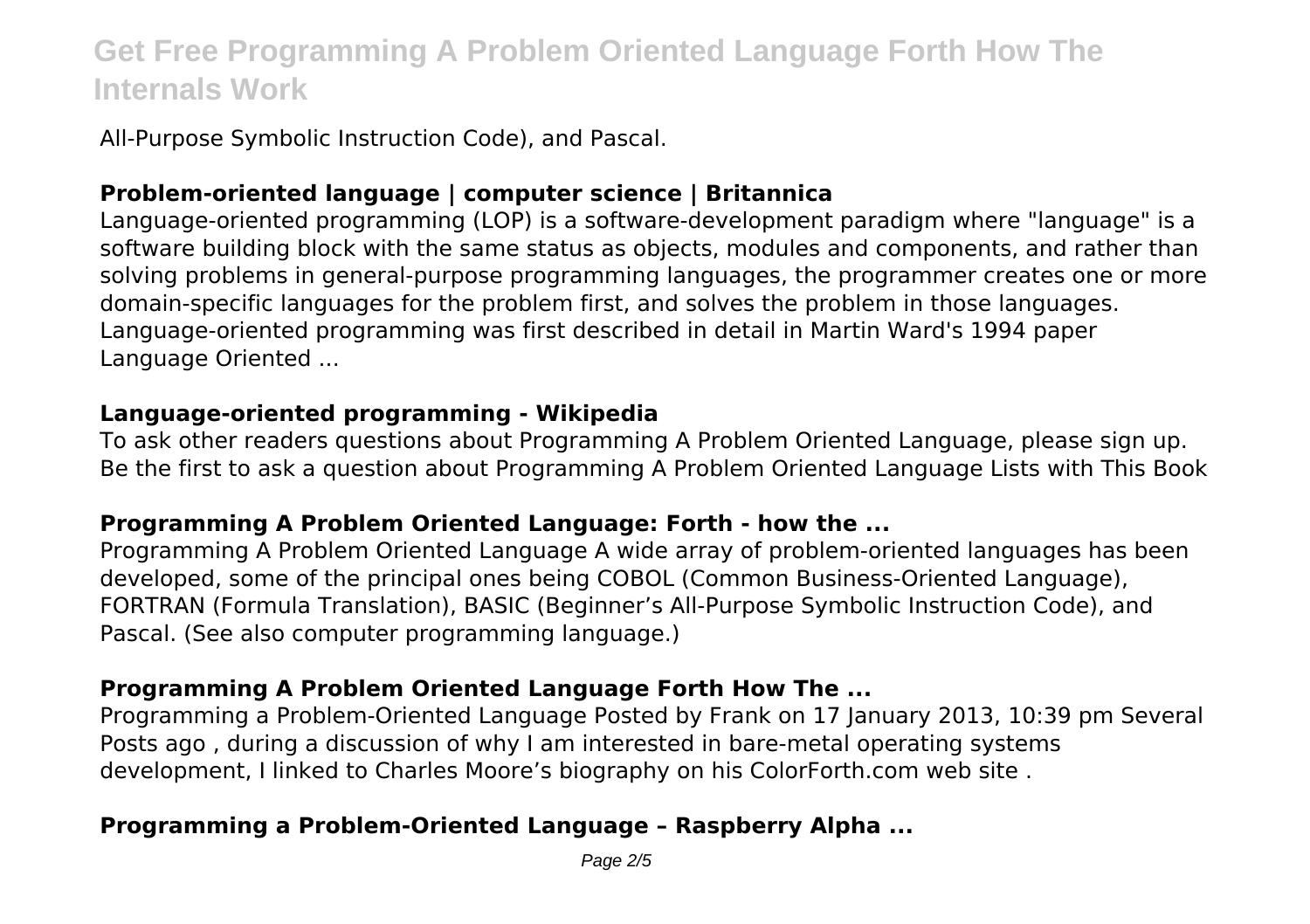All-Purpose Symbolic Instruction Code), and Pascal.

### **Problem-oriented language | computer science | Britannica**

Language-oriented programming (LOP) is a software-development paradigm where "language" is a software building block with the same status as objects, modules and components, and rather than solving problems in general-purpose programming languages, the programmer creates one or more domain-specific languages for the problem first, and solves the problem in those languages. Language-oriented programming was first described in detail in Martin Ward's 1994 paper Language Oriented ...

### **Language-oriented programming - Wikipedia**

To ask other readers questions about Programming A Problem Oriented Language, please sign up. Be the first to ask a question about Programming A Problem Oriented Language Lists with This Book

### **Programming A Problem Oriented Language: Forth - how the ...**

Programming A Problem Oriented Language A wide array of problem-oriented languages has been developed, some of the principal ones being COBOL (Common Business-Oriented Language), FORTRAN (Formula Translation), BASIC (Beginner's All-Purpose Symbolic Instruction Code), and Pascal. (See also computer programming language.)

### **Programming A Problem Oriented Language Forth How The ...**

Programming a Problem-Oriented Language Posted by Frank on 17 January 2013, 10:39 pm Several Posts ago , during a discussion of why I am interested in bare-metal operating systems development, I linked to Charles Moore's biography on his ColorForth.com web site .

### **Programming a Problem-Oriented Language – Raspberry Alpha ...**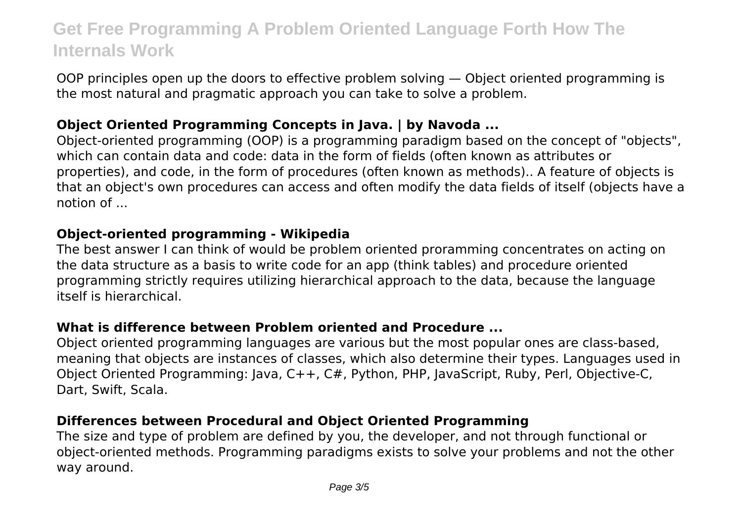OOP principles open up the doors to effective problem solving — Object oriented programming is the most natural and pragmatic approach you can take to solve a problem.

### Object Oriented Programming Concepts in Java. | by Navoda ...

Object-oriented programming (OOP) is a programming paradigm based on the concept of "objects", which can contain data and code: data in the form of fields (often known as attributes or properties), and code, in the form of procedures (often known as methods).. A feature of objects is that an object's own procedures can access and often modify the data fields of itself (objects have a notion of ...

### Object-oriented programming - Wikipedia

The best answer I can think of would be problem oriented proramming concentrates on acting on the data structure as a basis to write code for an app (think tables) and procedure oriented programming strictly requires utilizing hierarchical approach to the data, because the language itself is hierarchical.

### What is difference between Problem oriented and Procedure ...

Object oriented programming languages are various but the most popular ones are class-based, meaning that objects are instances of classes, which also determine their types. Languages used in Object Oriented Programming: Java, C++, C#, Python, PHP, JavaScript, Ruby, Perl, Objective-C, Dart, Swift, Scala.

### Differences between Procedural and Object Oriented Programming

The size and type of problem are defined by you, the developer, and not through functional or object-oriented methods. Programming paradigms exists to solve your problems and not the other way around.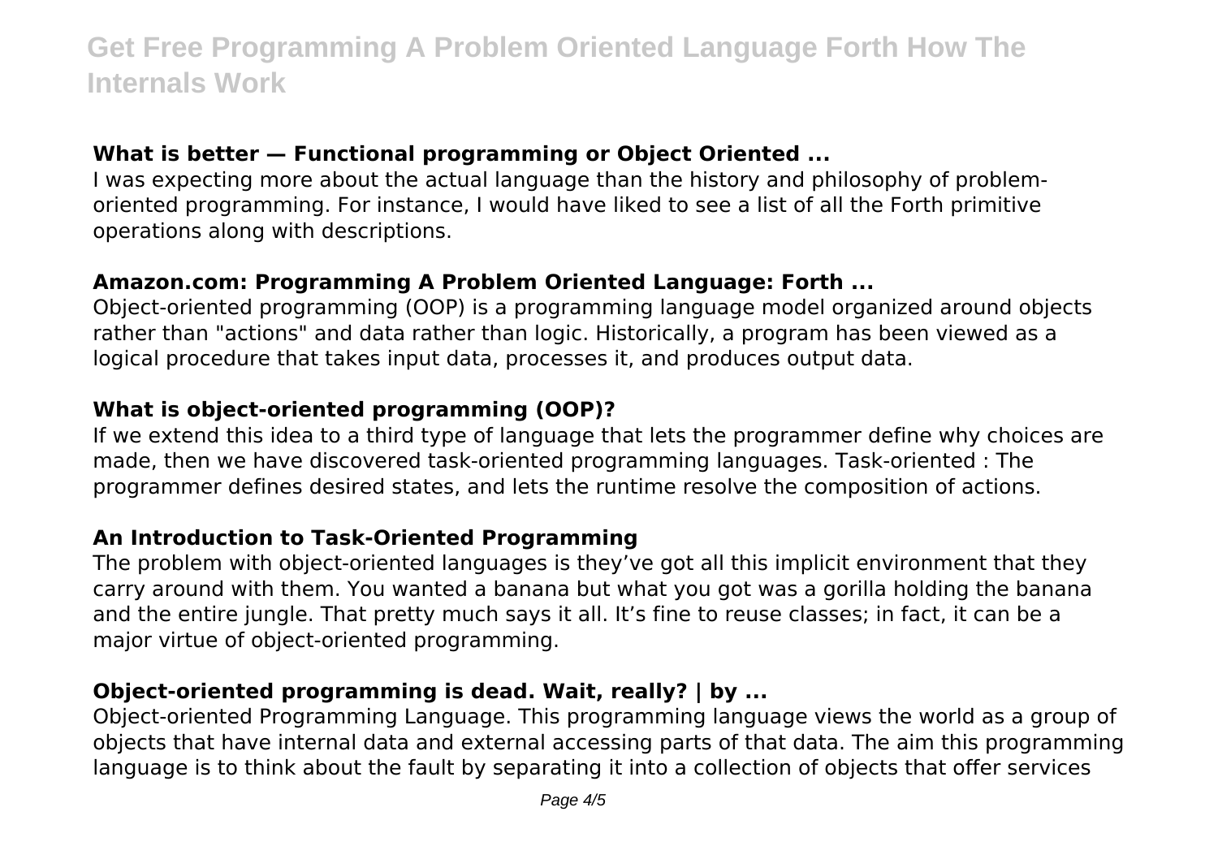### What is better — Functional programming or Object Oriented ...

I was expecting more about the actual language than the history and philosophy of problem-oriented programming. For instance, I would have liked to see a list of all the Forth primitive operations along with descriptions.

### Amazon.com: Programming A Problem Oriented Language: Forth ...

Object-oriented programming (OOP) is a programming language model organized around objects rather than "actions" and data rather than logic. Historically, a program has been viewed as a logical procedure that takes input data, processes it, and produces output data.

### What is object-oriented programming (OOP)?

If we extend this idea to a third type of language that lets the programmer define why choices are made, then we have discovered task-oriented programming languages. Task-oriented : The programmer defines desired states, and lets the runtime resolve the composition of actions.

### An Introduction to Task-Oriented Programming

The problem with object-oriented languages is they've got all this implicit environment that they carry around with them. You wanted a banana but what you got was a gorilla holding the banana and the entire jungle. That pretty much says it all. It's fine to reuse classes; in fact, it can be a major virtue of object-oriented programming.

### Object-oriented programming is dead. Wait, really? | by ...

Object-oriented Programming Language. This programming language views the world as a group of objects that have internal data and external accessing parts of that data. The aim this programming language is to think about the fault by separating it into a collection of objects that offer services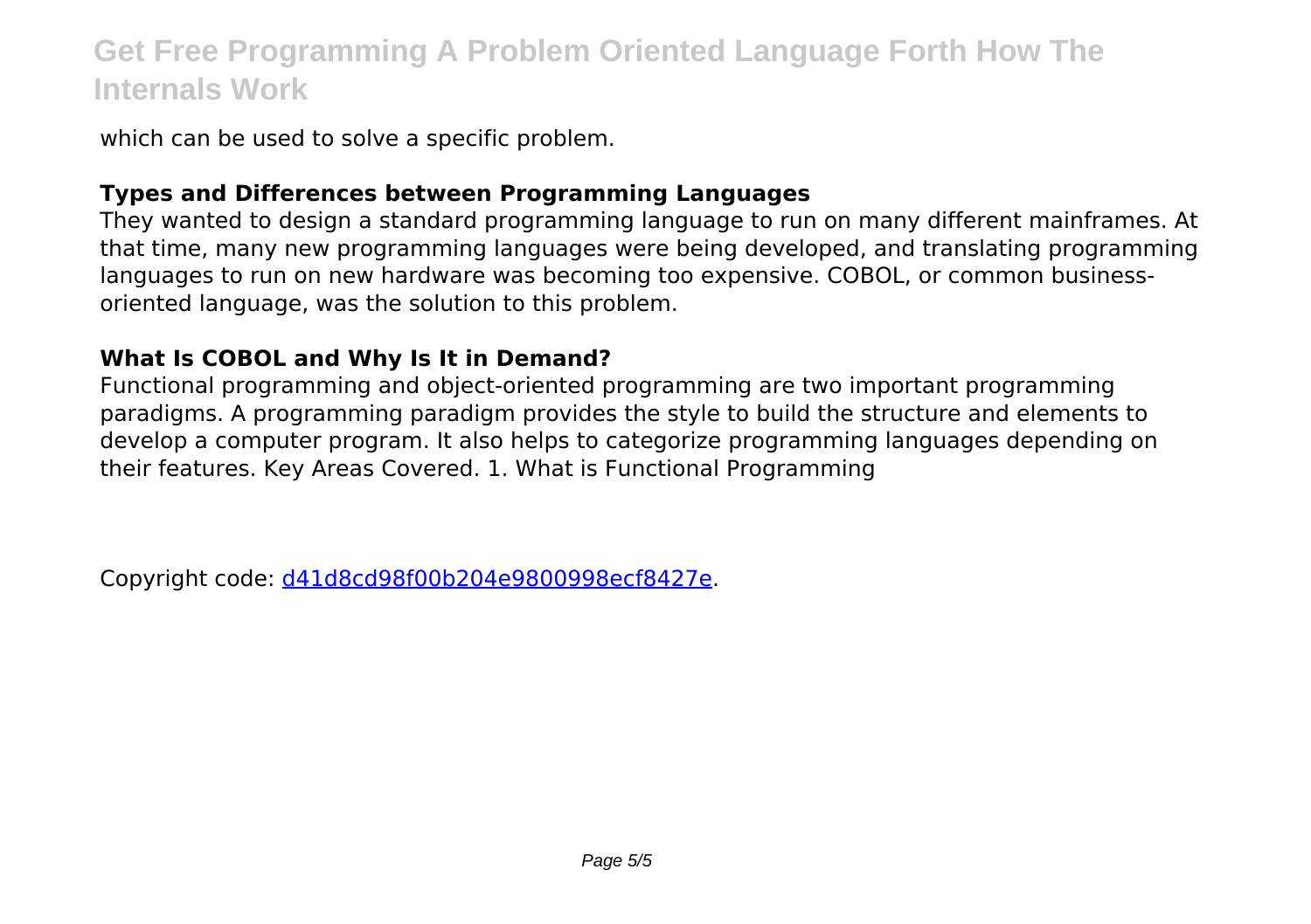which can be used to solve a specific problem.

**Types and Differences between Programming Languages**

They wanted to design a standard programming language to run on many different mainframes. At that time, many new programming languages were being developed, and translating programming languages to run on new hardware was becoming too expensive. COBOL, or common business-oriented language, was the solution to this problem.

**What Is COBOL and Why Is It in Demand?**

Functional programming and object-oriented programming are two important programming paradigms. A programming paradigm provides the style to build the structure and elements to develop a computer program. It also helps to categorize programming languages depending on their features. Key Areas Covered. 1. What is Functional Programming

Copyright code: d41d8cd98f00b204e9800998ecf8427e.